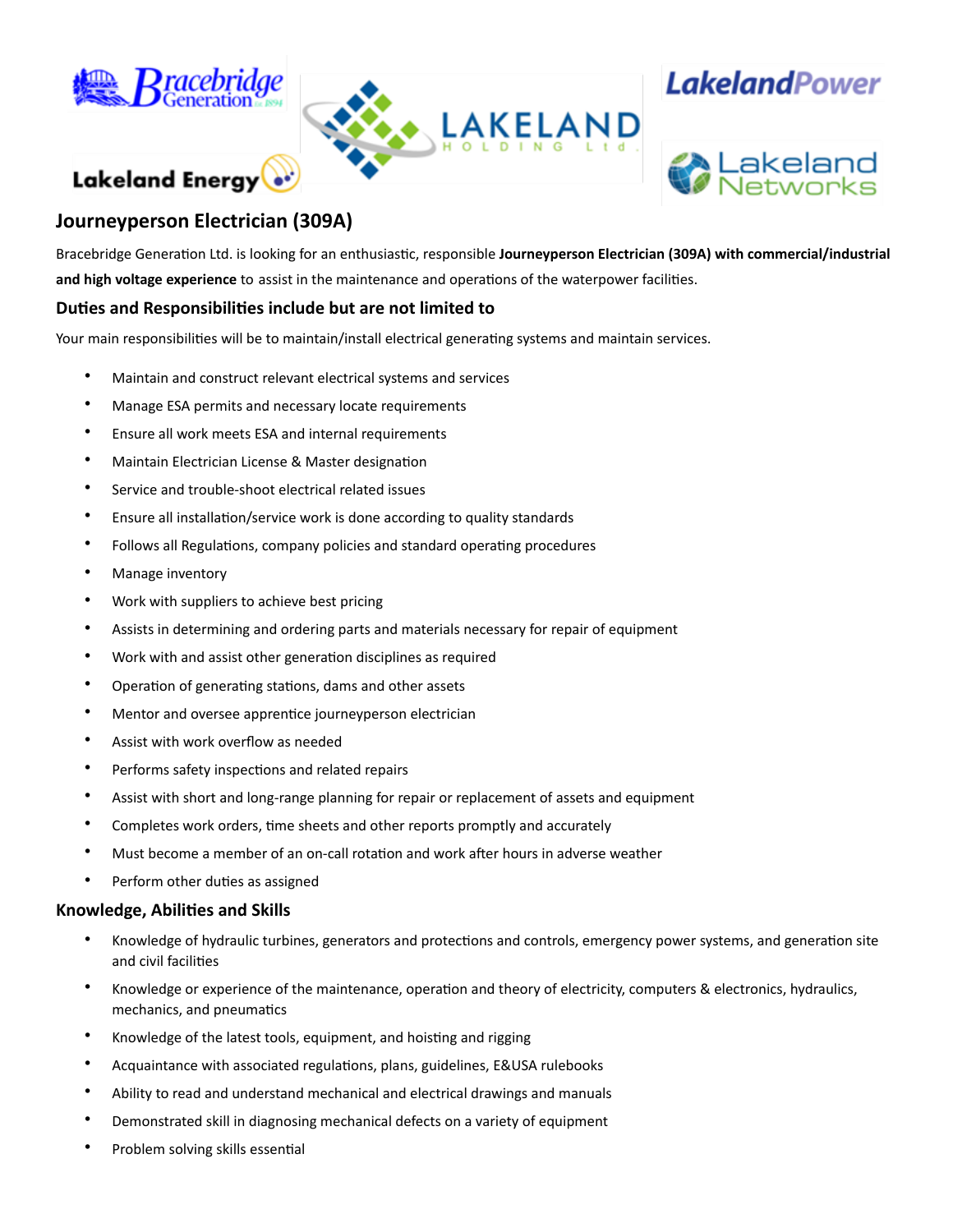# Journeyperson Electrician (309A)

Bracebridge Generation Ltd. is looking for an enthusiastic, responsible **Journeyperson Electrician (309A) with commercial/industrial and high voltage experience** to assist in the maintenance and operations of the waterpower facilities.

## Duties and Responsibilities include but are not limited to

Your main responsibilities will be to maintain/install electrical generating systems and maintain services.

- Maintain and construct relevant electrical systems and services
- Manage ESA permits and necessary locate requirements
- Ensure all work meets ESA and internal requirements
- Maintain Electrician License & Master designation
- Service and trouble-shoot electrical related issues
- Ensure all installation/service work is done according to quality standards
- Follows all Regulations, company policies and standard operating procedures
- Manage inventory
- Work with suppliers to achieve best pricing
- Assists in determining and ordering parts and materials necessary for repair of equipment
- Work with and assist other generation disciplines as required
- Operation of generating stations, dams and other assets
- Mentor and oversee apprentice journeyperson electrician
- Assist with work overflow as needed
- Performs safety inspections and related repairs
- Assist with short and long-range planning for repair or replacement of assets and equipment
- Completes work orders, time sheets and other reports promptly and accurately
- Must become a member of an on-call rotation and work after hours in adverse weather
- Perform other duties as assigned

## Knowledge, Abilities and Skills

- Knowledge of hydraulic turbines, generators and protections and controls, emergency power systems, and generation site and civil facilities
- Knowledge or experience of the maintenance, operation and theory of electricity, computers & electronics, hydraulics, mechanics, and pneumatics
- Knowledge of the latest tools, equipment, and hoisting and rigging
- Acquaintance with associated regulations, plans, guidelines, E&USA rulebooks
- Ability to read and understand mechanical and electrical drawings and manuals
- Demonstrated skill in diagnosing mechanical defects on a variety of equipment
- Problem solving skills essential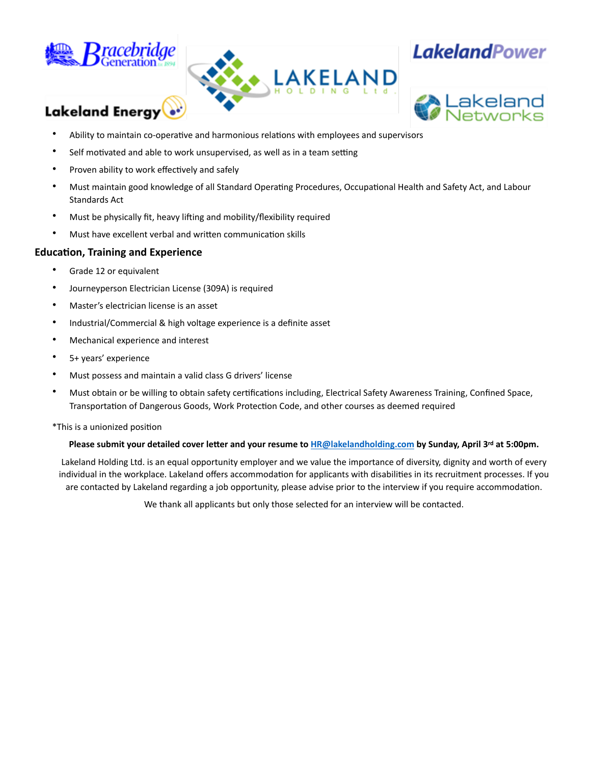- Ability to maintain co-operative and harmonious relations with employees and supervisors
- Self motivated and able to work unsupervised, as well as in a team setting
- Proven ability to work effectively and safely
- Must maintain good knowledge of all Standard Operating Procedures, Occupational Health and Safety Act, and Labour Standards Act
- Must be physically fit, heavy lifting and mobility/flexibility required
- Must have excellent verbal and written communication skills

## Education, Training and Experience

- Grade 12 or equivalent
- Journeyperson Electrician License (309A) is required
- Master's electrician license is an asset
- Industrial/Commercial & high voltage experience is a definite asset
- Mechanical experience and interest
- 5+ years' experience
- Must possess and maintain a valid class G drivers' license
- Must obtain or be willing to obtain safety certifications including, Electrical Safety Awareness Training, Confined Space, Transportation of Dangerous Goods, Work Protection Code, and other courses as deemed required

*This is a unionized position

**Please submit your detailed cover letter and your resume to HR@lakelandholding.com by Sunday, April 3rd at 5:00pm.**

Lakeland Holding Ltd. is an equal opportunity employer and we value the importance of diversity, dignity and worth of every individual in the workplace. Lakeland offers accommodation for applicants with disabilities in its recruitment processes. If you are contacted by Lakeland regarding a job opportunity, please advise prior to the interview if you require accommodation.

We thank all applicants but only those selected for an interview will be contacted.